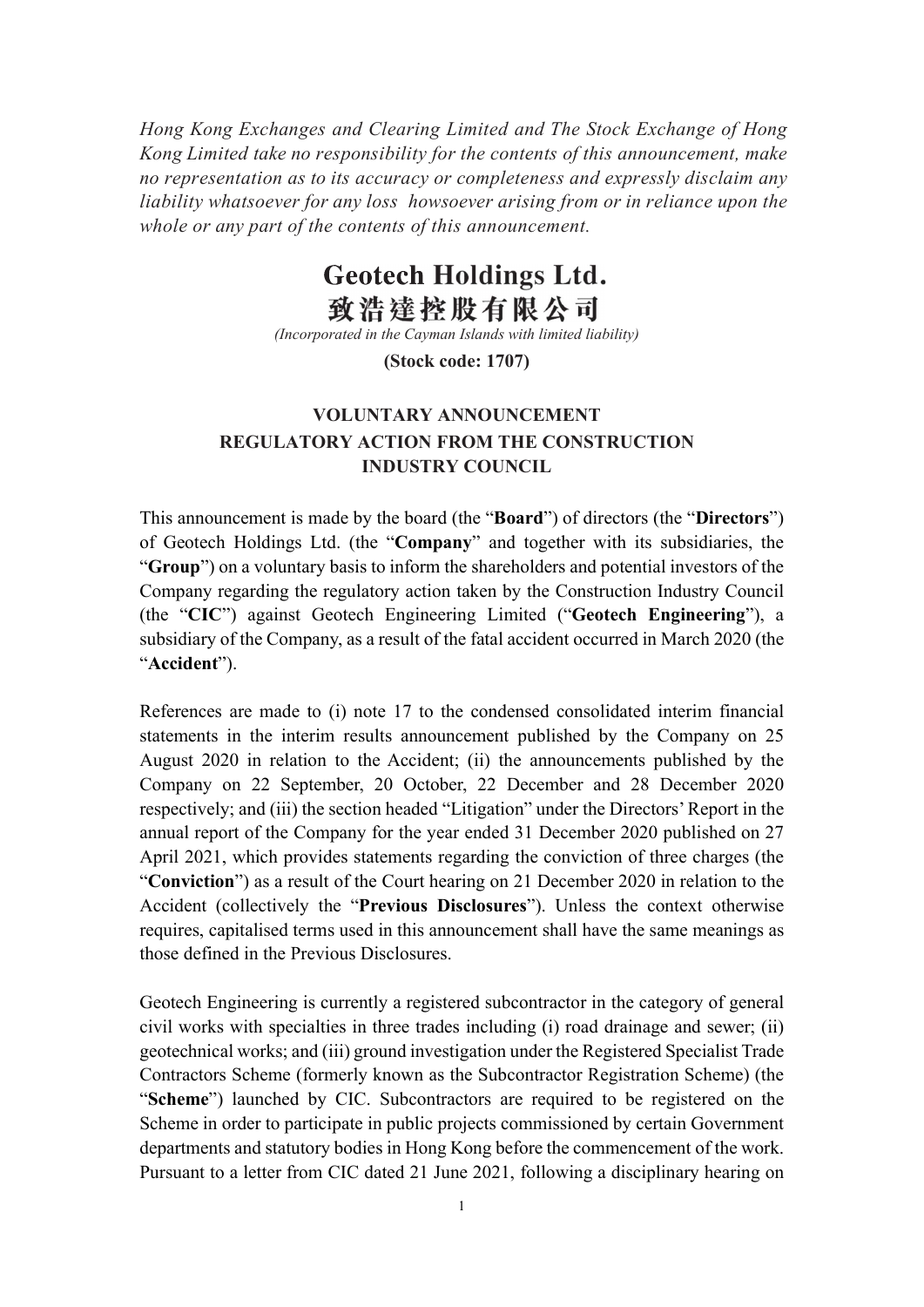*Hong Kong Exchanges and Clearing Limited and The Stock Exchange of Hong Kong Limited take no responsibility for the contents of this announcement, make no representation as to its accuracy or completeness and expressly disclaim any liability whatsoever for any loss howsoever arising from or in reliance upon the whole or any part of the contents of this announcement.*

# Geotech Holdings Ltd.
# 致浩達控股有限公司

*(Incorporated in the Cayman Islands with limited liability)*

**(Stock code: 1707)**

## VOLUNTARY ANNOUNCEMENT
## REGULATORY ACTION FROM THE CONSTRUCTION INDUSTRY COUNCIL

This announcement is made by the board (the "**Board**") of directors (the "**Directors**") of Geotech Holdings Ltd. (the "**Company**" and together with its subsidiaries, the "**Group**") on a voluntary basis to inform the shareholders and potential investors of the Company regarding the regulatory action taken by the Construction Industry Council (the "**CIC**") against Geotech Engineering Limited ("**Geotech Engineering**"), a subsidiary of the Company, as a result of the fatal accident occurred in March 2020 (the "**Accident**").

References are made to (i) note 17 to the condensed consolidated interim financial statements in the interim results announcement published by the Company on 25 August 2020 in relation to the Accident; (ii) the announcements published by the Company on 22 September, 20 October, 22 December and 28 December 2020 respectively; and (iii) the section headed "Litigation" under the Directors' Report in the annual report of the Company for the year ended 31 December 2020 published on 27 April 2021, which provides statements regarding the conviction of three charges (the "**Conviction**") as a result of the Court hearing on 21 December 2020 in relation to the Accident (collectively the "**Previous Disclosures**"). Unless the context otherwise requires, capitalised terms used in this announcement shall have the same meanings as those defined in the Previous Disclosures.

Geotech Engineering is currently a registered subcontractor in the category of general civil works with specialties in three trades including (i) road drainage and sewer; (ii) geotechnical works; and (iii) ground investigation under the Registered Specialist Trade Contractors Scheme (formerly known as the Subcontractor Registration Scheme) (the "**Scheme**") launched by CIC. Subcontractors are required to be registered on the Scheme in order to participate in public projects commissioned by certain Government departments and statutory bodies in Hong Kong before the commencement of the work. Pursuant to a letter from CIC dated 21 June 2021, following a disciplinary hearing on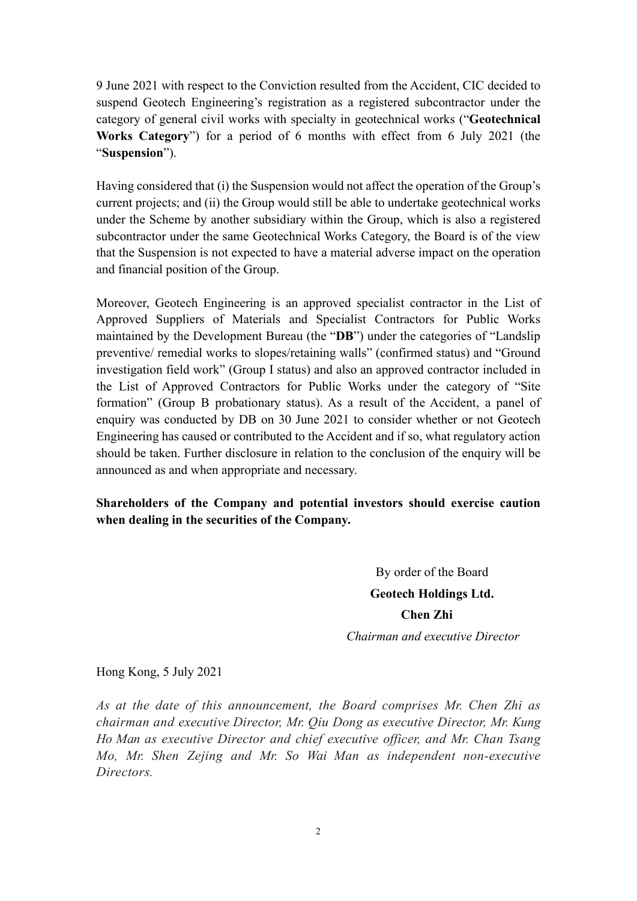9 June 2021 with respect to the Conviction resulted from the Accident, CIC decided to suspend Geotech Engineering's registration as a registered subcontractor under the category of general civil works with specialty in geotechnical works ("**Geotechnical Works Category**") for a period of 6 months with effect from 6 July 2021 (the "**Suspension**").

Having considered that (i) the Suspension would not affect the operation of the Group's current projects; and (ii) the Group would still be able to undertake geotechnical works under the Scheme by another subsidiary within the Group, which is also a registered subcontractor under the same Geotechnical Works Category, the Board is of the view that the Suspension is not expected to have a material adverse impact on the operation and financial position of the Group.

Moreover, Geotech Engineering is an approved specialist contractor in the List of Approved Suppliers of Materials and Specialist Contractors for Public Works maintained by the Development Bureau (the "**DB**") under the categories of "Landslip preventive/ remedial works to slopes/retaining walls" (confirmed status) and "Ground investigation field work" (Group I status) and also an approved contractor included in the List of Approved Contractors for Public Works under the category of "Site formation" (Group B probationary status). As a result of the Accident, a panel of enquiry was conducted by DB on 30 June 2021 to consider whether or not Geotech Engineering has caused or contributed to the Accident and if so, what regulatory action should be taken. Further disclosure in relation to the conclusion of the enquiry will be announced as and when appropriate and necessary.

**Shareholders of the Company and potential investors should exercise caution when dealing in the securities of the Company.**

By order of the Board
**Geotech Holdings Ltd.**
**Chen Zhi**
*Chairman and executive Director*

Hong Kong, 5 July 2021

*As at the date of this announcement, the Board comprises Mr. Chen Zhi as chairman and executive Director, Mr. Qiu Dong as executive Director, Mr. Kung Ho Man as executive Director and chief executive officer, and Mr. Chan Tsang Mo, Mr. Shen Zejing and Mr. So Wai Man as independent non-executive Directors.*